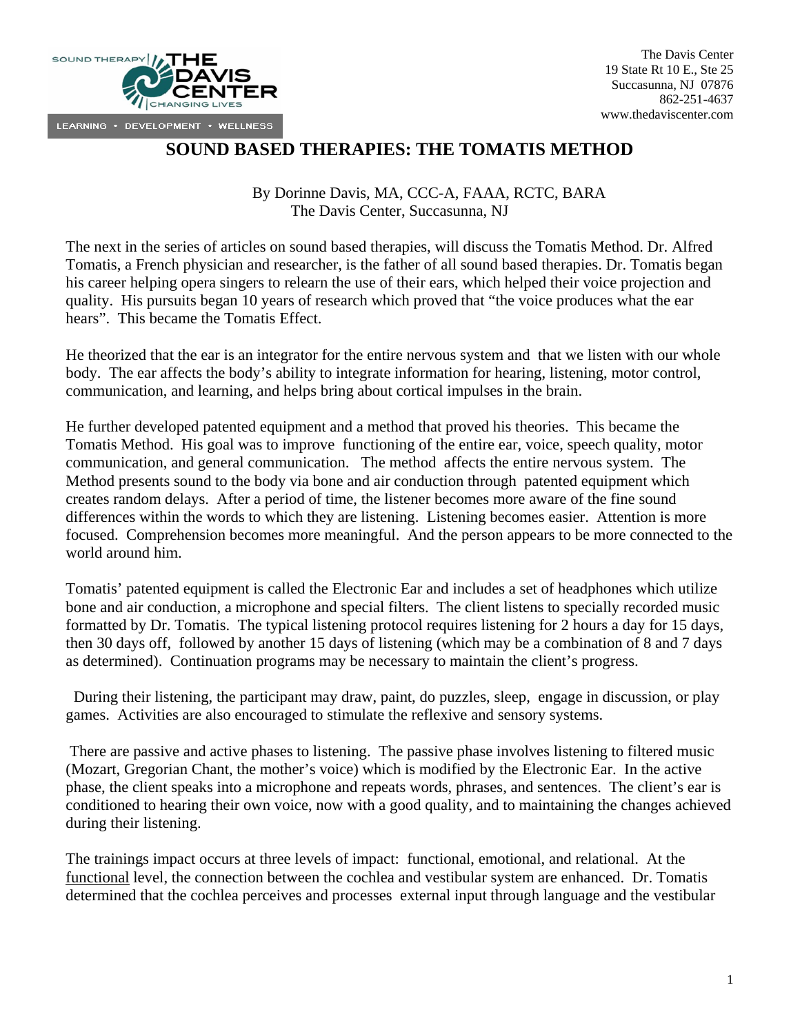The Davis Center
19 State Rt 10 E., Ste 25
Succasunna, NJ 07876
862-251-4637
www.thedaviscenter.com

# SOUND BASED THERAPIES: THE TOMATIS METHOD

By Dorinne Davis, MA, CCC-A, FAAA, RCTC, BARA
The Davis Center, Succasunna, NJ

The next in the series of articles on sound based therapies, will discuss the Tomatis Method. Dr. Alfred Tomatis, a French physician and researcher, is the father of all sound based therapies. Dr. Tomatis began his career helping opera singers to relearn the use of their ears, which helped their voice projection and quality. His pursuits began 10 years of research which proved that "the voice produces what the ear hears". This became the Tomatis Effect.

He theorized that the ear is an integrator for the entire nervous system and that we listen with our whole body. The ear affects the body's ability to integrate information for hearing, listening, motor control, communication, and learning, and helps bring about cortical impulses in the brain.

He further developed patented equipment and a method that proved his theories. This became the Tomatis Method. His goal was to improve functioning of the entire ear, voice, speech quality, motor communication, and general communication. The method affects the entire nervous system. The Method presents sound to the body via bone and air conduction through patented equipment which creates random delays. After a period of time, the listener becomes more aware of the fine sound differences within the words to which they are listening. Listening becomes easier. Attention is more focused. Comprehension becomes more meaningful. And the person appears to be more connected to the world around him.

Tomatis' patented equipment is called the Electronic Ear and includes a set of headphones which utilize bone and air conduction, a microphone and special filters. The client listens to specially recorded music formatted by Dr. Tomatis. The typical listening protocol requires listening for 2 hours a day for 15 days, then 30 days off, followed by another 15 days of listening (which may be a combination of 8 and 7 days as determined). Continuation programs may be necessary to maintain the client's progress.

During their listening, the participant may draw, paint, do puzzles, sleep, engage in discussion, or play games. Activities are also encouraged to stimulate the reflexive and sensory systems.

There are passive and active phases to listening. The passive phase involves listening to filtered music (Mozart, Gregorian Chant, the mother's voice) which is modified by the Electronic Ear. In the active phase, the client speaks into a microphone and repeats words, phrases, and sentences. The client's ear is conditioned to hearing their own voice, now with a good quality, and to maintaining the changes achieved during their listening.

The trainings impact occurs at three levels of impact: functional, emotional, and relational. At the <u>functional</u> level, the connection between the cochlea and vestibular system are enhanced. Dr. Tomatis determined that the cochlea perceives and processes external input through language and the vestibular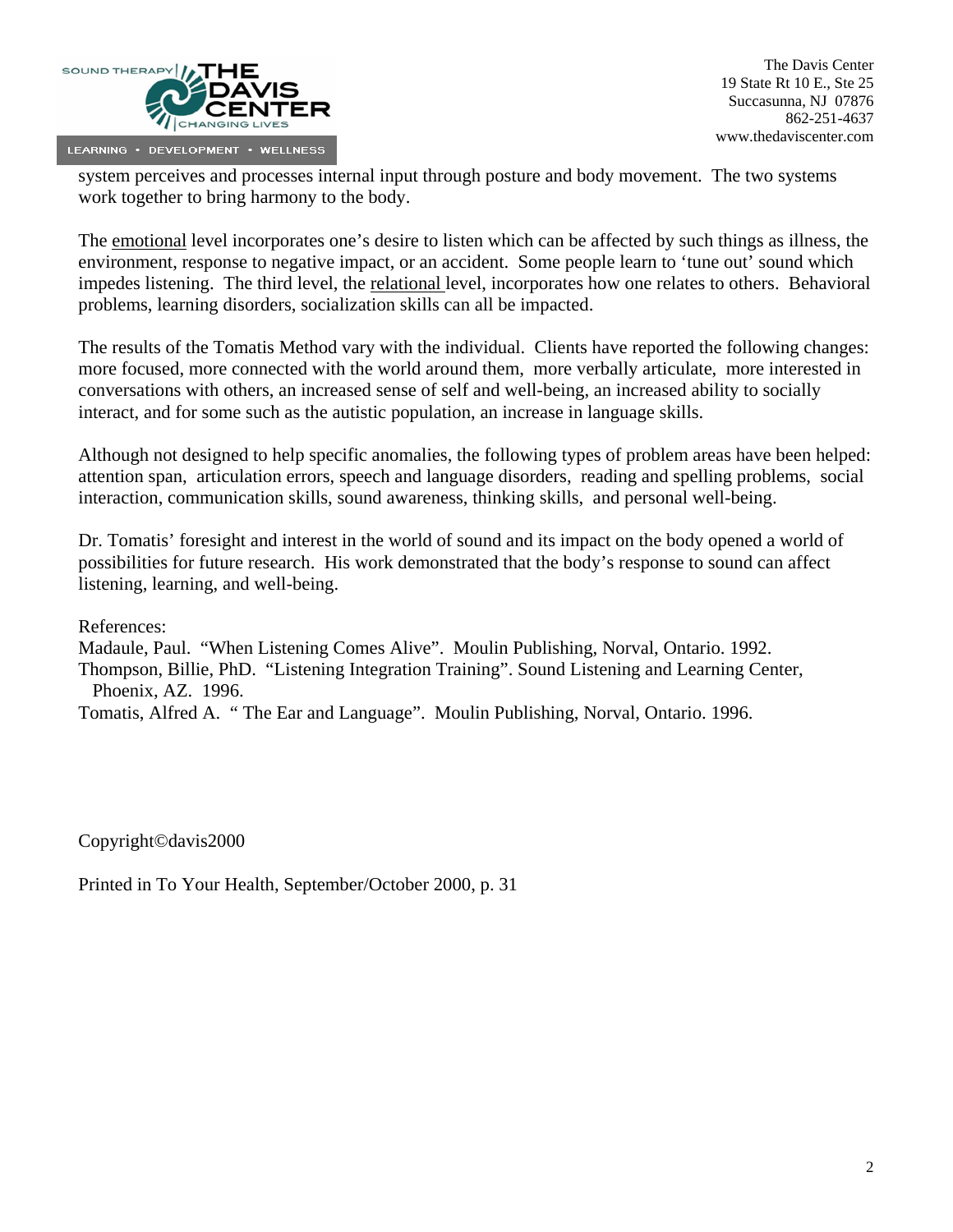system perceives and processes internal input through posture and body movement. The two systems work together to bring harmony to the body.

The emotional level incorporates one's desire to listen which can be affected by such things as illness, the environment, response to negative impact, or an accident. Some people learn to 'tune out' sound which impedes listening. The third level, the relational level, incorporates how one relates to others. Behavioral problems, learning disorders, socialization skills can all be impacted.

The results of the Tomatis Method vary with the individual. Clients have reported the following changes: more focused, more connected with the world around them, more verbally articulate, more interested in conversations with others, an increased sense of self and well-being, an increased ability to socially interact, and for some such as the autistic population, an increase in language skills.

Although not designed to help specific anomalies, the following types of problem areas have been helped: attention span, articulation errors, speech and language disorders, reading and spelling problems, social interaction, communication skills, sound awareness, thinking skills, and personal well-being.

Dr. Tomatis' foresight and interest in the world of sound and its impact on the body opened a world of possibilities for future research. His work demonstrated that the body's response to sound can affect listening, learning, and well-being.

References:
Madaule, Paul. "When Listening Comes Alive". Moulin Publishing, Norval, Ontario. 1992.
Thompson, Billie, PhD. "Listening Integration Training". Sound Listening and Learning Center, Phoenix, AZ. 1996.
Tomatis, Alfred A. " The Ear and Language". Moulin Publishing, Norval, Ontario. 1996.

Copyright©davis2000

Printed in To Your Health, September/October 2000, p. 31